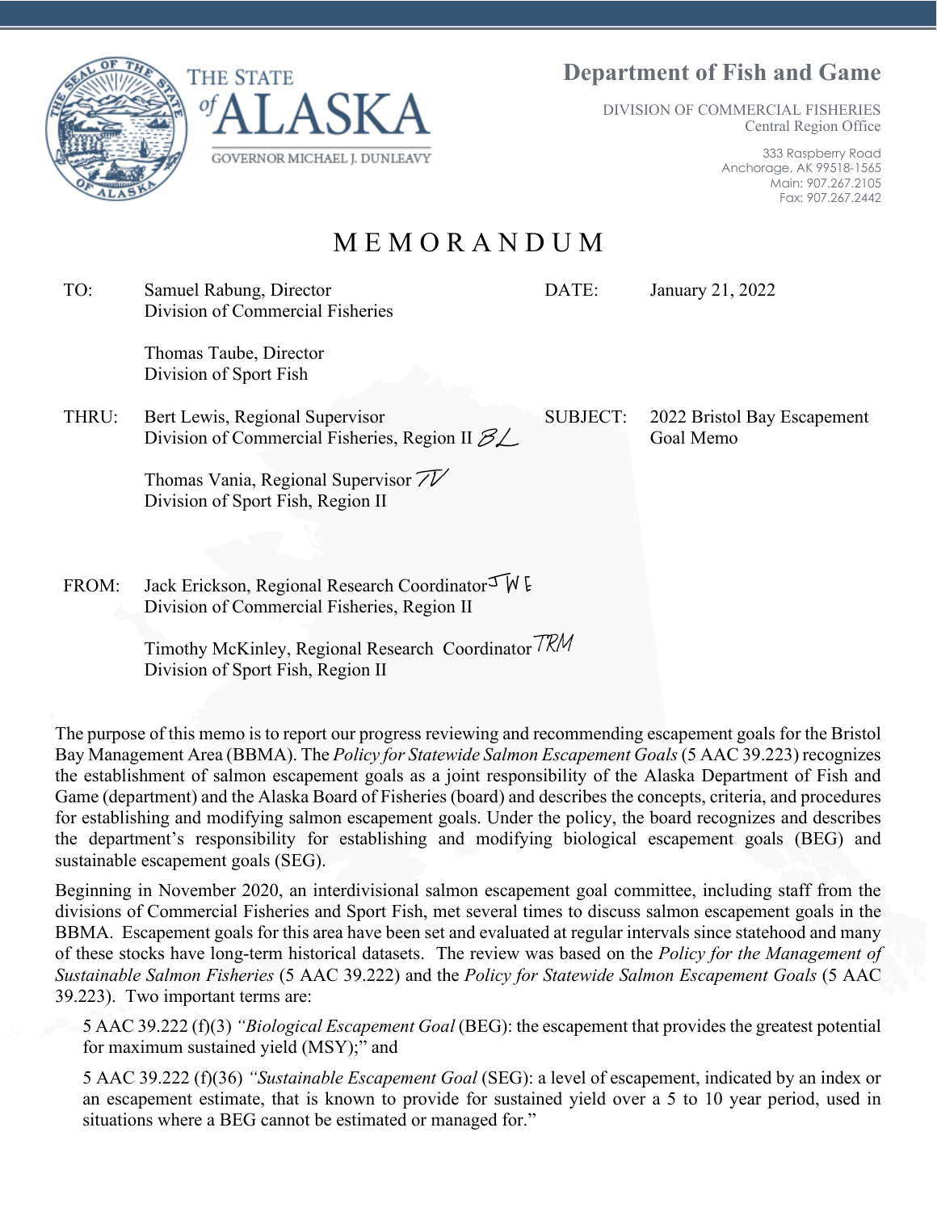THE STATE of ALASKA

GOVERNOR MICHAEL J. DUNLEAVY

**Department of Fish and Game**

DIVISION OF COMMERCIAL FISHERIES
Central Region Office

333 Raspberry Road
Anchorage, AK 99518-1565
Main: 907.267.2105
Fax: 907.267.2442

# MEMORANDUM

| | | | |
|---|---|---|---|
| TO: | Samuel Rabung, Director<br>Division of Commercial Fisheries<br><br>Thomas Taube, Director<br>Division of Sport Fish | DATE: | January 21, 2022 |
| THRU: | Bert Lewis, Regional Supervisor<br>Division of Commercial Fisheries, Region II<br><br>Thomas Vania, Regional Supervisor<br>Division of Sport Fish, Region II | SUBJECT: | 2022 Bristol Bay Escapement Goal Memo |
| FROM: | Jack Erickson, Regional Research Coordinator<br>Division of Commercial Fisheries, Region II<br><br>Timothy McKinley, Regional Research Coordinator<br>Division of Sport Fish, Region II | | |

The purpose of this memo is to report our progress reviewing and recommending escapement goals for the Bristol Bay Management Area (BBMA). The *Policy for Statewide Salmon Escapement Goals* (5 AAC 39.223) recognizes the establishment of salmon escapement goals as a joint responsibility of the Alaska Department of Fish and Game (department) and the Alaska Board of Fisheries (board) and describes the concepts, criteria, and procedures for establishing and modifying salmon escapement goals. Under the policy, the board recognizes and describes the department's responsibility for establishing and modifying biological escapement goals (BEG) and sustainable escapement goals (SEG).

Beginning in November 2020, an interdivisional salmon escapement goal committee, including staff from the divisions of Commercial Fisheries and Sport Fish, met several times to discuss salmon escapement goals in the BBMA. Escapement goals for this area have been set and evaluated at regular intervals since statehood and many of these stocks have long-term historical datasets. The review was based on the *Policy for the Management of Sustainable Salmon Fisheries* (5 AAC 39.222) and the *Policy for Statewide Salmon Escapement Goals* (5 AAC 39.223). Two important terms are:

> 5 AAC 39.222 (f)(3) *"Biological Escapement Goal* (BEG): the escapement that provides the greatest potential for maximum sustained yield (MSY);" and
>
> 5 AAC 39.222 (f)(36) *"Sustainable Escapement Goal* (SEG): a level of escapement, indicated by an index or an escapement estimate, that is known to provide for sustained yield over a 5 to 10 year period, used in situations where a BEG cannot be estimated or managed for."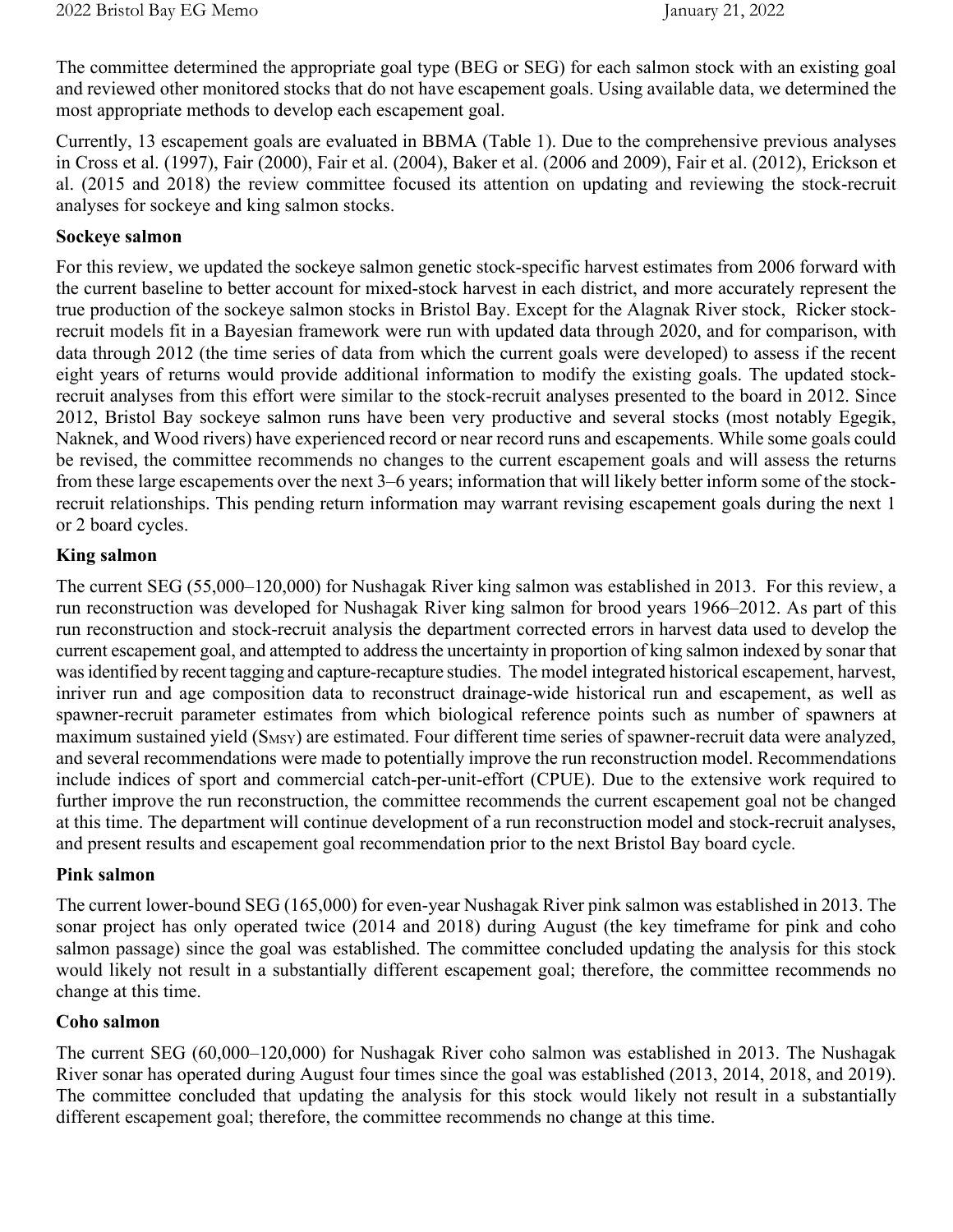The committee determined the appropriate goal type (BEG or SEG) for each salmon stock with an existing goal and reviewed other monitored stocks that do not have escapement goals. Using available data, we determined the most appropriate methods to develop each escapement goal.

Currently, 13 escapement goals are evaluated in BBMA (Table 1). Due to the comprehensive previous analyses in Cross et al. (1997), Fair (2000), Fair et al. (2004), Baker et al. (2006 and 2009), Fair et al. (2012), Erickson et al. (2015 and 2018) the review committee focused its attention on updating and reviewing the stock-recruit analyses for sockeye and king salmon stocks.

**Sockeye salmon**

For this review, we updated the sockeye salmon genetic stock-specific harvest estimates from 2006 forward with the current baseline to better account for mixed-stock harvest in each district, and more accurately represent the true production of the sockeye salmon stocks in Bristol Bay. Except for the Alagnak River stock, Ricker stock-recruit models fit in a Bayesian framework were run with updated data through 2020, and for comparison, with data through 2012 (the time series of data from which the current goals were developed) to assess if the recent eight years of returns would provide additional information to modify the existing goals. The updated stock-recruit analyses from this effort were similar to the stock-recruit analyses presented to the board in 2012. Since 2012, Bristol Bay sockeye salmon runs have been very productive and several stocks (most notably Egegik, Naknek, and Wood rivers) have experienced record or near record runs and escapements. While some goals could be revised, the committee recommends no changes to the current escapement goals and will assess the returns from these large escapements over the next 3–6 years; information that will likely better inform some of the stock-recruit relationships. This pending return information may warrant revising escapement goals during the next 1 or 2 board cycles.

**King salmon**

The current SEG (55,000–120,000) for Nushagak River king salmon was established in 2013. For this review, a run reconstruction was developed for Nushagak River king salmon for brood years 1966–2012. As part of this run reconstruction and stock-recruit analysis the department corrected errors in harvest data used to develop the current escapement goal, and attempted to address the uncertainty in proportion of king salmon indexed by sonar that was identified by recent tagging and capture-recapture studies. The model integrated historical escapement, harvest, inriver run and age composition data to reconstruct drainage-wide historical run and escapement, as well as spawner-recruit parameter estimates from which biological reference points such as number of spawners at maximum sustained yield ($S_{MSY}$) are estimated. Four different time series of spawner-recruit data were analyzed, and several recommendations were made to potentially improve the run reconstruction model. Recommendations include indices of sport and commercial catch-per-unit-effort (CPUE). Due to the extensive work required to further improve the run reconstruction, the committee recommends the current escapement goal not be changed at this time. The department will continue development of a run reconstruction model and stock-recruit analyses, and present results and escapement goal recommendation prior to the next Bristol Bay board cycle.

**Pink salmon**

The current lower-bound SEG (165,000) for even-year Nushagak River pink salmon was established in 2013. The sonar project has only operated twice (2014 and 2018) during August (the key timeframe for pink and coho salmon passage) since the goal was established. The committee concluded updating the analysis for this stock would likely not result in a substantially different escapement goal; therefore, the committee recommends no change at this time.

**Coho salmon**

The current SEG (60,000–120,000) for Nushagak River coho salmon was established in 2013. The Nushagak River sonar has operated during August four times since the goal was established (2013, 2014, 2018, and 2019). The committee concluded that updating the analysis for this stock would likely not result in a substantially different escapement goal; therefore, the committee recommends no change at this time.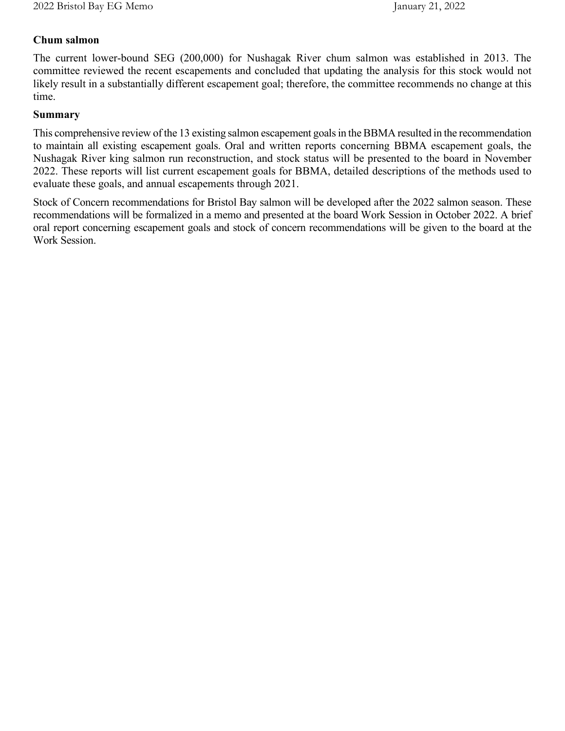### Chum salmon

The current lower-bound SEG (200,000) for Nushagak River chum salmon was established in 2013. The committee reviewed the recent escapements and concluded that updating the analysis for this stock would not likely result in a substantially different escapement goal; therefore, the committee recommends no change at this time.

### Summary

This comprehensive review of the 13 existing salmon escapement goals in the BBMA resulted in the recommendation to maintain all existing escapement goals. Oral and written reports concerning BBMA escapement goals, the Nushagak River king salmon run reconstruction, and stock status will be presented to the board in November 2022. These reports will list current escapement goals for BBMA, detailed descriptions of the methods used to evaluate these goals, and annual escapements through 2021.

Stock of Concern recommendations for Bristol Bay salmon will be developed after the 2022 salmon season. These recommendations will be formalized in a memo and presented at the board Work Session in October 2022. A brief oral report concerning escapement goals and stock of concern recommendations will be given to the board at the Work Session.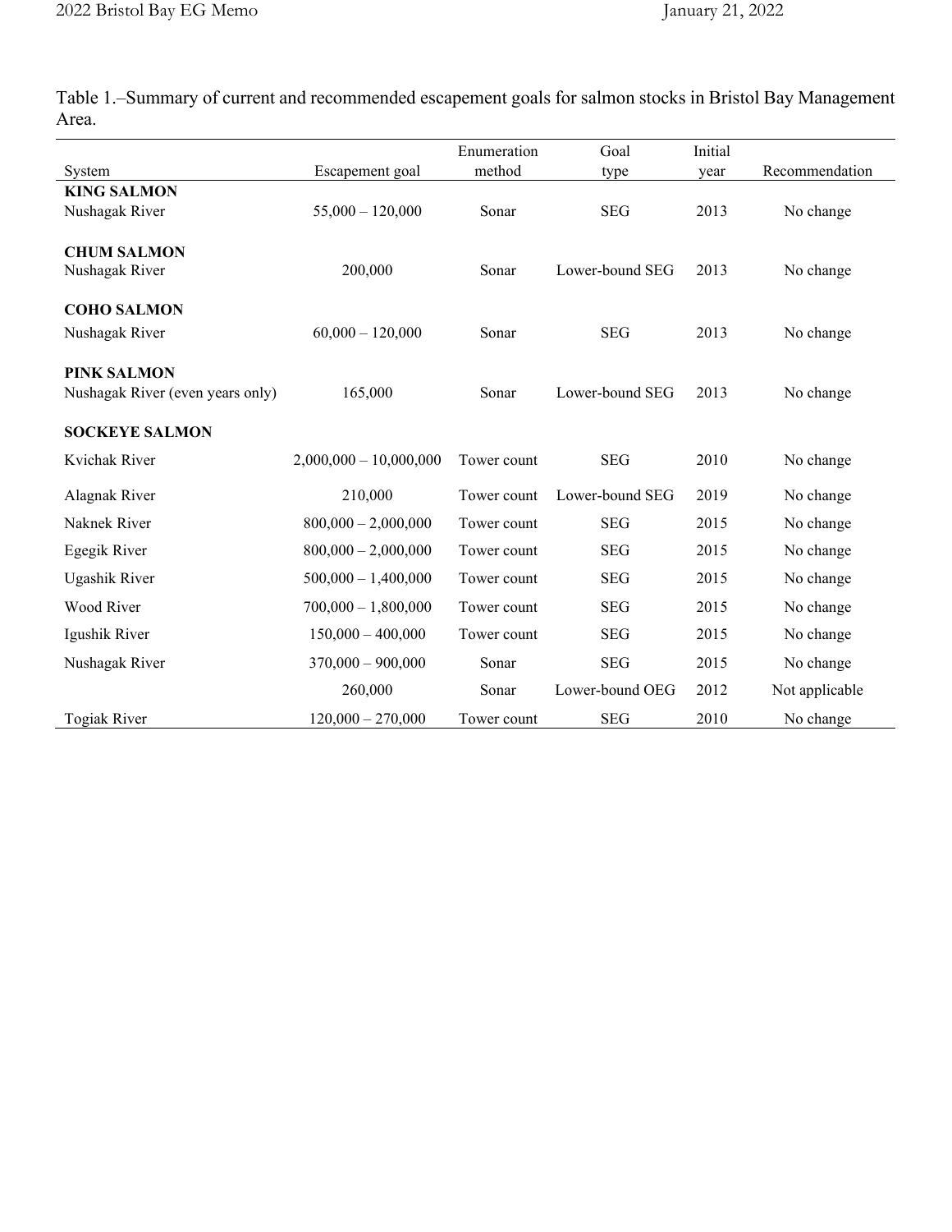Table 1.–Summary of current and recommended escapement goals for salmon stocks in Bristol Bay Management Area.

| System | Escapement goal | Enumeration method | Goal type | Initial year | Recommendation |
|---|---|---|---|---|---|
| **KING SALMON** | | | | | |
| Nushagak River | 55,000 – 120,000 | Sonar | SEG | 2013 | No change |
| **CHUM SALMON** | | | | | |
| Nushagak River | 200,000 | Sonar | Lower-bound SEG | 2013 | No change |
| **COHO SALMON** | | | | | |
| Nushagak River | 60,000 – 120,000 | Sonar | SEG | 2013 | No change |
| **PINK SALMON** | | | | | |
| Nushagak River (even years only) | 165,000 | Sonar | Lower-bound SEG | 2013 | No change |
| **SOCKEYE SALMON** | | | | | |
| Kvichak River | 2,000,000 – 10,000,000 | Tower count | SEG | 2010 | No change |
| Alagnak River | 210,000 | Tower count | Lower-bound SEG | 2019 | No change |
| Naknek River | 800,000 – 2,000,000 | Tower count | SEG | 2015 | No change |
| Egegik River | 800,000 – 2,000,000 | Tower count | SEG | 2015 | No change |
| Ugashik River | 500,000 – 1,400,000 | Tower count | SEG | 2015 | No change |
| Wood River | 700,000 – 1,800,000 | Tower count | SEG | 2015 | No change |
| Igushik River | 150,000 – 400,000 | Tower count | SEG | 2015 | No change |
| Nushagak River | 370,000 – 900,000 | Sonar | SEG | 2015 | No change |
| | 260,000 | Sonar | Lower-bound OEG | 2012 | Not applicable |
| Togiak River | 120,000 – 270,000 | Tower count | SEG | 2010 | No change |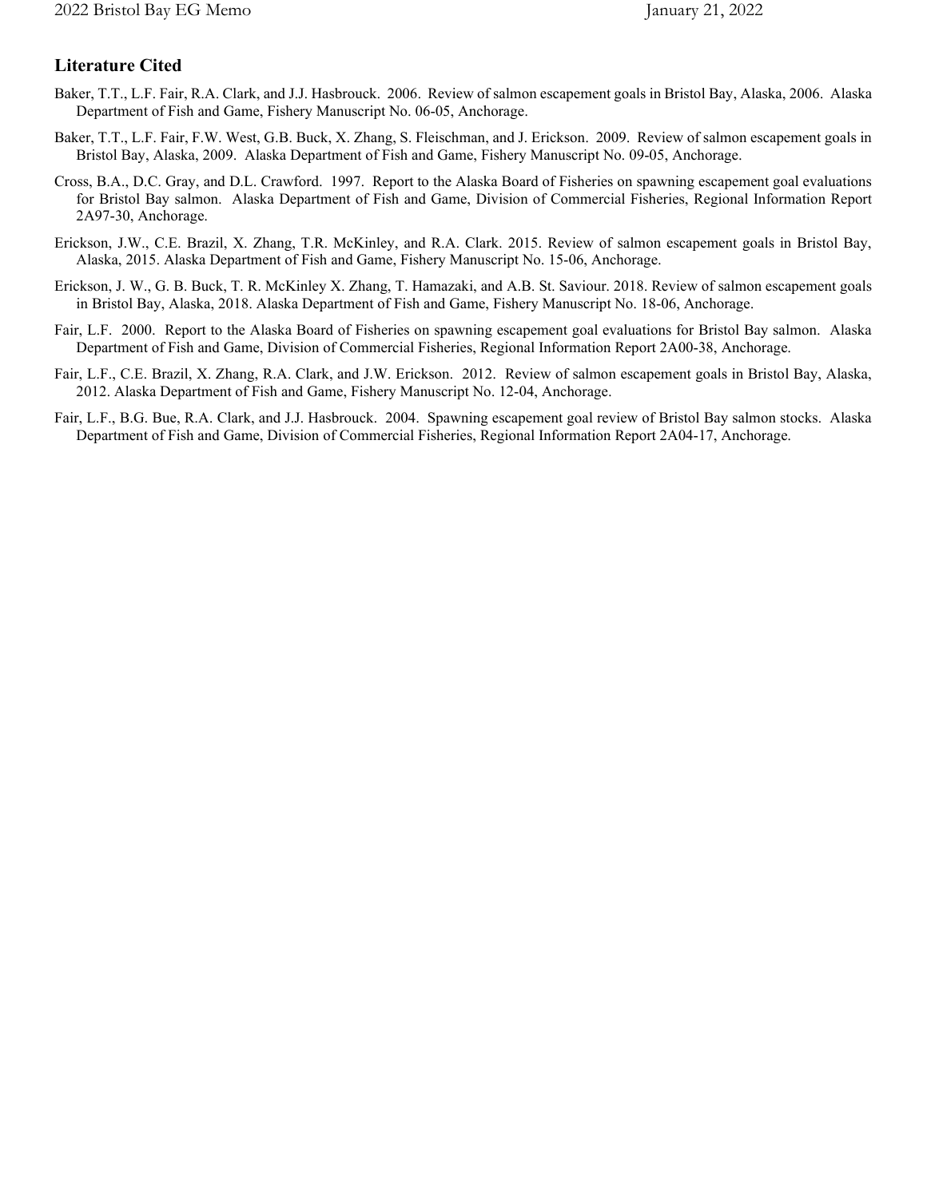## Literature Cited

Baker, T.T., L.F. Fair, R.A. Clark, and J.J. Hasbrouck. 2006. Review of salmon escapement goals in Bristol Bay, Alaska, 2006. Alaska Department of Fish and Game, Fishery Manuscript No. 06-05, Anchorage.

Baker, T.T., L.F. Fair, F.W. West, G.B. Buck, X. Zhang, S. Fleischman, and J. Erickson. 2009. Review of salmon escapement goals in Bristol Bay, Alaska, 2009. Alaska Department of Fish and Game, Fishery Manuscript No. 09-05, Anchorage.

Cross, B.A., D.C. Gray, and D.L. Crawford. 1997. Report to the Alaska Board of Fisheries on spawning escapement goal evaluations for Bristol Bay salmon. Alaska Department of Fish and Game, Division of Commercial Fisheries, Regional Information Report 2A97-30, Anchorage.

Erickson, J.W., C.E. Brazil, X. Zhang, T.R. McKinley, and R.A. Clark. 2015. Review of salmon escapement goals in Bristol Bay, Alaska, 2015. Alaska Department of Fish and Game, Fishery Manuscript No. 15-06, Anchorage.

Erickson, J. W., G. B. Buck, T. R. McKinley X. Zhang, T. Hamazaki, and A.B. St. Saviour. 2018. Review of salmon escapement goals in Bristol Bay, Alaska, 2018. Alaska Department of Fish and Game, Fishery Manuscript No. 18-06, Anchorage.

Fair, L.F. 2000. Report to the Alaska Board of Fisheries on spawning escapement goal evaluations for Bristol Bay salmon. Alaska Department of Fish and Game, Division of Commercial Fisheries, Regional Information Report 2A00-38, Anchorage.

Fair, L.F., C.E. Brazil, X. Zhang, R.A. Clark, and J.W. Erickson. 2012. Review of salmon escapement goals in Bristol Bay, Alaska, 2012. Alaska Department of Fish and Game, Fishery Manuscript No. 12-04, Anchorage.

Fair, L.F., B.G. Bue, R.A. Clark, and J.J. Hasbrouck. 2004. Spawning escapement goal review of Bristol Bay salmon stocks. Alaska Department of Fish and Game, Division of Commercial Fisheries, Regional Information Report 2A04-17, Anchorage.